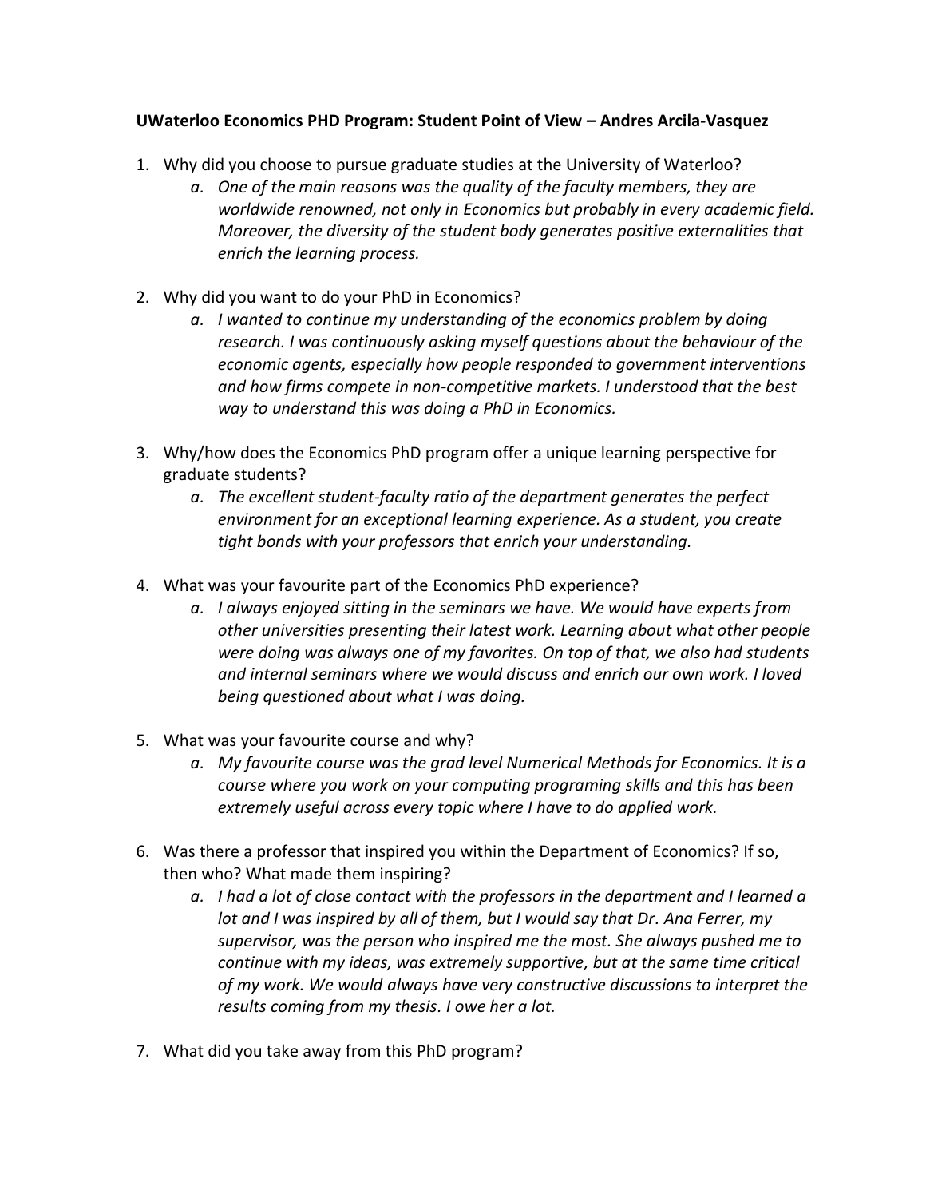**UWaterloo Economics PHD Program: Student Point of View – Andres Arcila-Vasquez**

1. Why did you choose to pursue graduate studies at the University of Waterloo?
    a. *One of the main reasons was the quality of the faculty members, they are worldwide renowned, not only in Economics but probably in every academic field. Moreover, the diversity of the student body generates positive externalities that enrich the learning process.*

2. Why did you want to do your PhD in Economics?
    a. *I wanted to continue my understanding of the economics problem by doing research. I was continuously asking myself questions about the behaviour of the economic agents, especially how people responded to government interventions and how firms compete in non-competitive markets. I understood that the best way to understand this was doing a PhD in Economics.*

3. Why/how does the Economics PhD program offer a unique learning perspective for graduate students?
    a. *The excellent student-faculty ratio of the department generates the perfect environment for an exceptional learning experience. As a student, you create tight bonds with your professors that enrich your understanding.*

4. What was your favourite part of the Economics PhD experience?
    a. *I always enjoyed sitting in the seminars we have. We would have experts from other universities presenting their latest work. Learning about what other people were doing was always one of my favorites. On top of that, we also had students and internal seminars where we would discuss and enrich our own work. I loved being questioned about what I was doing.*

5. What was your favourite course and why?
    a. *My favourite course was the grad level Numerical Methods for Economics. It is a course where you work on your computing programing skills and this has been extremely useful across every topic where I have to do applied work.*

6. Was there a professor that inspired you within the Department of Economics? If so, then who? What made them inspiring?
    a. *I had a lot of close contact with the professors in the department and I learned a lot and I was inspired by all of them, but I would say that Dr. Ana Ferrer, my supervisor, was the person who inspired me the most. She always pushed me to continue with my ideas, was extremely supportive, but at the same time critical of my work. We would always have very constructive discussions to interpret the results coming from my thesis. I owe her a lot.*

7. What did you take away from this PhD program?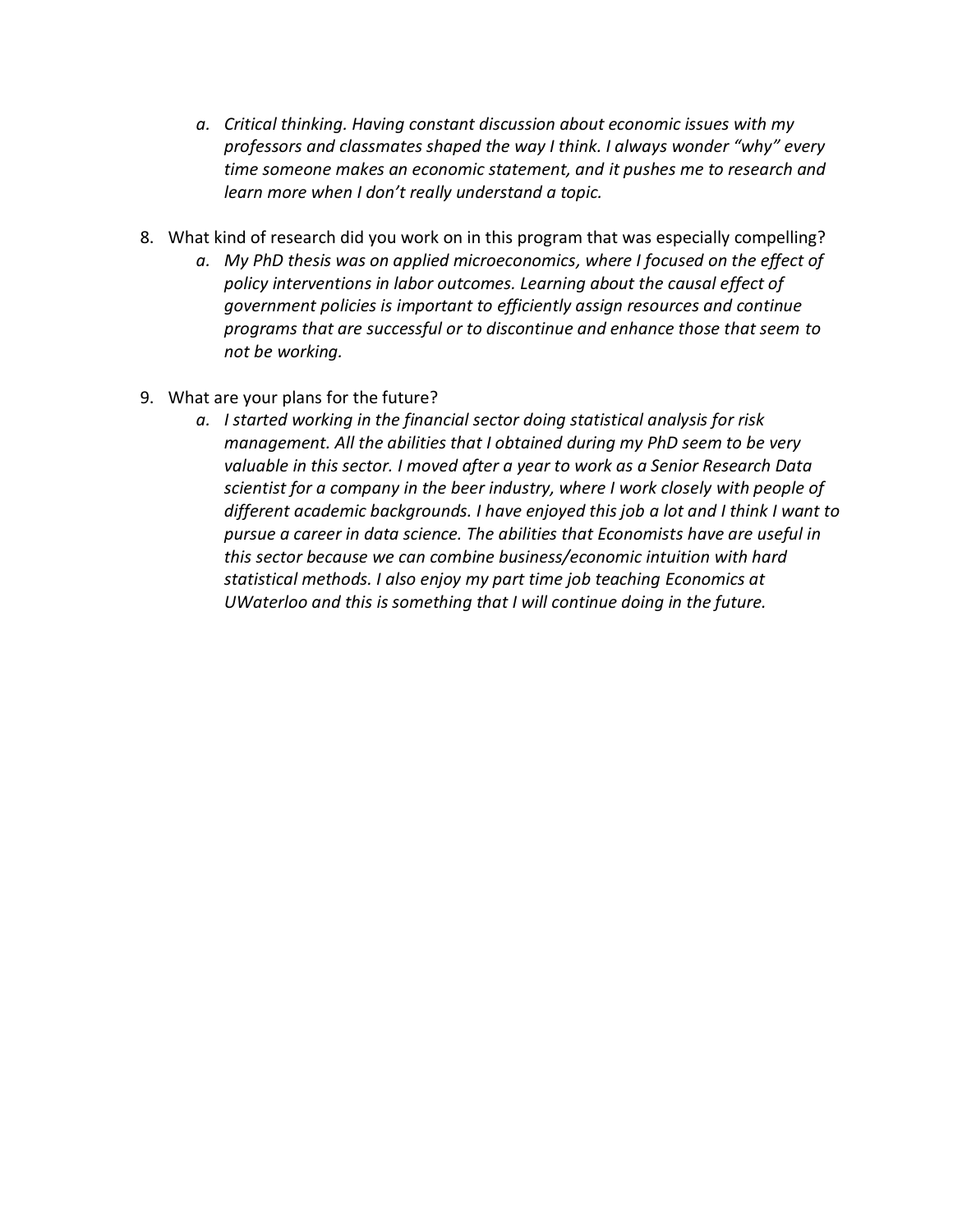a. *Critical thinking. Having constant discussion about economic issues with my professors and classmates shaped the way I think. I always wonder "why" every time someone makes an economic statement, and it pushes me to research and learn more when I don't really understand a topic.*

8. What kind of research did you work on in this program that was especially compelling?
   a. *My PhD thesis was on applied microeconomics, where I focused on the effect of policy interventions in labor outcomes. Learning about the causal effect of government policies is important to efficiently assign resources and continue programs that are successful or to discontinue and enhance those that seem to not be working.*

9. What are your plans for the future?
   a. *I started working in the financial sector doing statistical analysis for risk management. All the abilities that I obtained during my PhD seem to be very valuable in this sector. I moved after a year to work as a Senior Research Data scientist for a company in the beer industry, where I work closely with people of different academic backgrounds. I have enjoyed this job a lot and I think I want to pursue a career in data science. The abilities that Economists have are useful in this sector because we can combine business/economic intuition with hard statistical methods. I also enjoy my part time job teaching Economics at UWaterloo and this is something that I will continue doing in the future.*